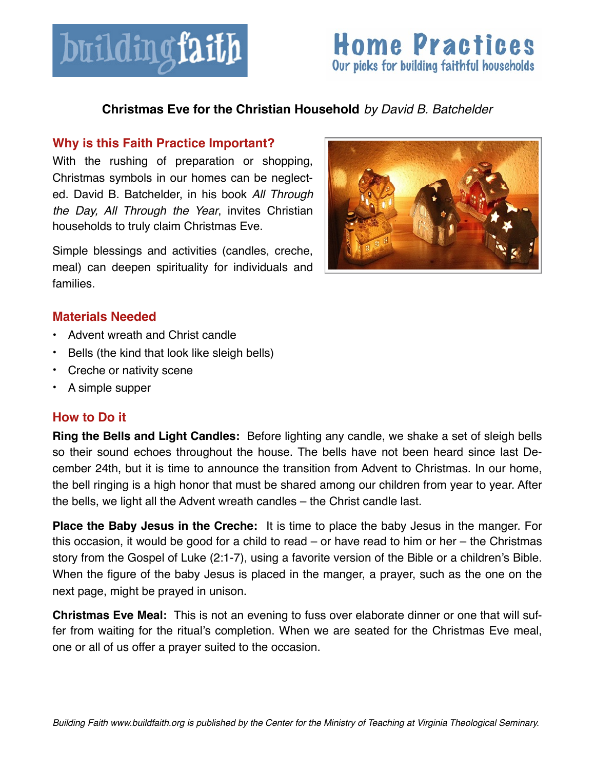buildingfaith

# Home Practices

Our picks for building faithful households

## Christmas Eve for the Christian Household *by David B. Batchelder*

### Why is this Faith Practice Important?

With the rushing of preparation or shopping, Christmas symbols in our homes can be neglected. David B. Batchelder, in his book *All Through the Day, All Through the Year*, invites Christian households to truly claim Christmas Eve.

Simple blessings and activities (candles, creche, meal) can deepen spirituality for individuals and families.

### Materials Needed

- Advent wreath and Christ candle
- Bells (the kind that look like sleigh bells)
- Creche or nativity scene
- A simple supper

### How to Do it

**Ring the Bells and Light Candles:** Before lighting any candle, we shake a set of sleigh bells so their sound echoes throughout the house. The bells have not been heard since last December 24th, but it is time to announce the transition from Advent to Christmas. In our home, the bell ringing is a high honor that must be shared among our children from year to year. After the bells, we light all the Advent wreath candles – the Christ candle last.

**Place the Baby Jesus in the Creche:** It is time to place the baby Jesus in the manger. For this occasion, it would be good for a child to read – or have read to him or her – the Christmas story from the Gospel of Luke (2:1-7), using a favorite version of the Bible or a children's Bible. When the figure of the baby Jesus is placed in the manger, a prayer, such as the one on the next page, might be prayed in unison.

**Christmas Eve Meal:** This is not an evening to fuss over elaborate dinner or one that will suffer from waiting for the ritual's completion. When we are seated for the Christmas Eve meal, one or all of us offer a prayer suited to the occasion.

*Building Faith www.buildfaith.org is published by the Center for the Ministry of Teaching at Virginia Theological Seminary.*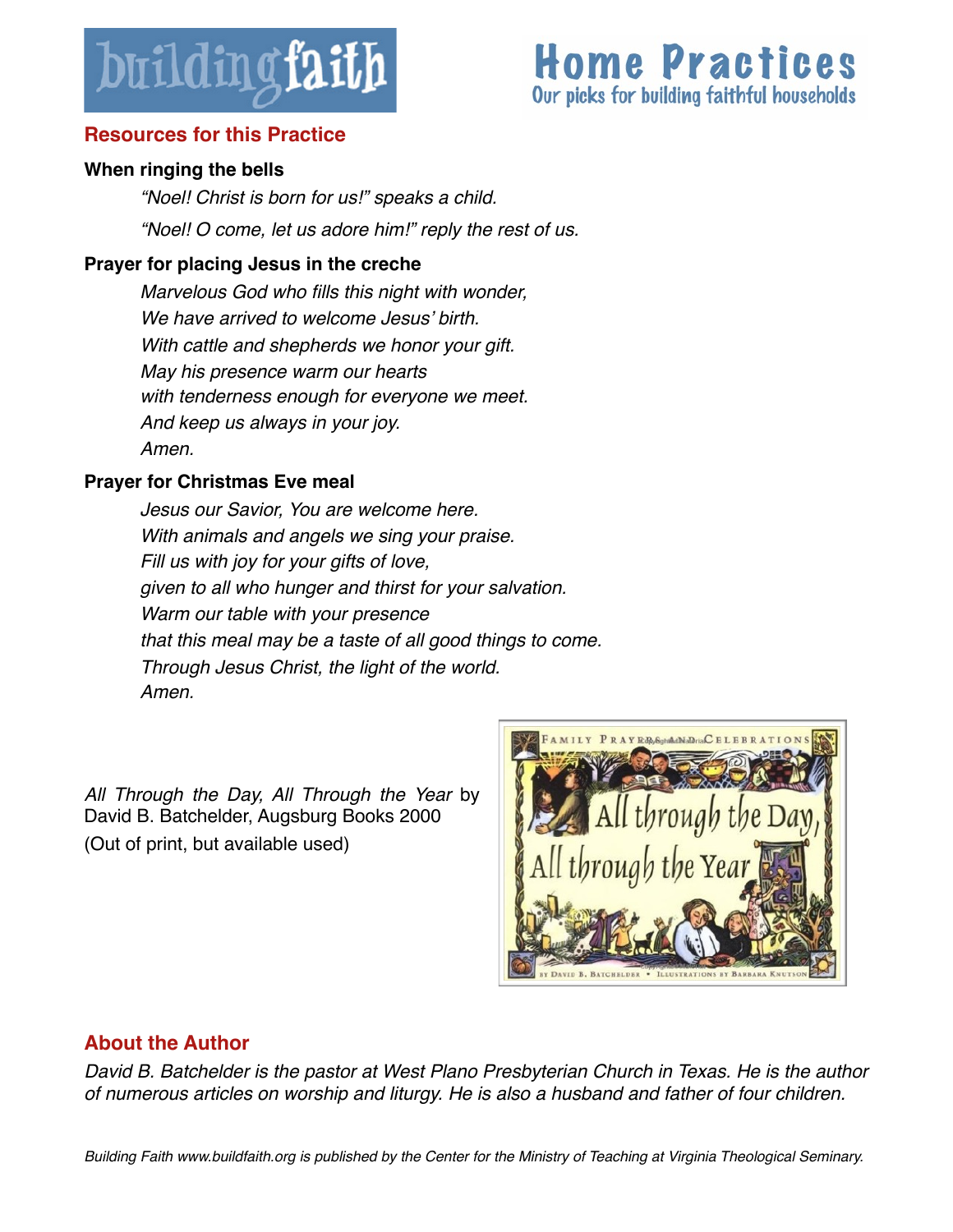# Home Practices
Our picks for building faithful households

## Resources for this Practice

**When ringing the bells**

*"Noel! Christ is born for us!" speaks a child.*

*"Noel! O come, let us adore him!" reply the rest of us.*

**Prayer for placing Jesus in the creche**

*Marvelous God who fills this night with wonder,*
*We have arrived to welcome Jesus' birth.*
*With cattle and shepherds we honor your gift.*
*May his presence warm our hearts*
*with tenderness enough for everyone we meet.*
*And keep us always in your joy.*
*Amen.*

**Prayer for Christmas Eve meal**

*Jesus our Savior, You are welcome here.*
*With animals and angels we sing your praise.*
*Fill us with joy for your gifts of love,*
*given to all who hunger and thirst for your salvation.*
*Warm our table with your presence*
*that this meal may be a taste of all good things to come.*
*Through Jesus Christ, the light of the world.*
*Amen.*

*All Through the Day, All Through the Year* by David B. Batchelder, Augsburg Books 2000
(Out of print, but available used)

## About the Author

*David B. Batchelder is the pastor at West Plano Presbyterian Church in Texas. He is the author of numerous articles on worship and liturgy. He is also a husband and father of four children.*

*Building Faith www.buildfaith.org is published by the Center for the Ministry of Teaching at Virginia Theological Seminary.*